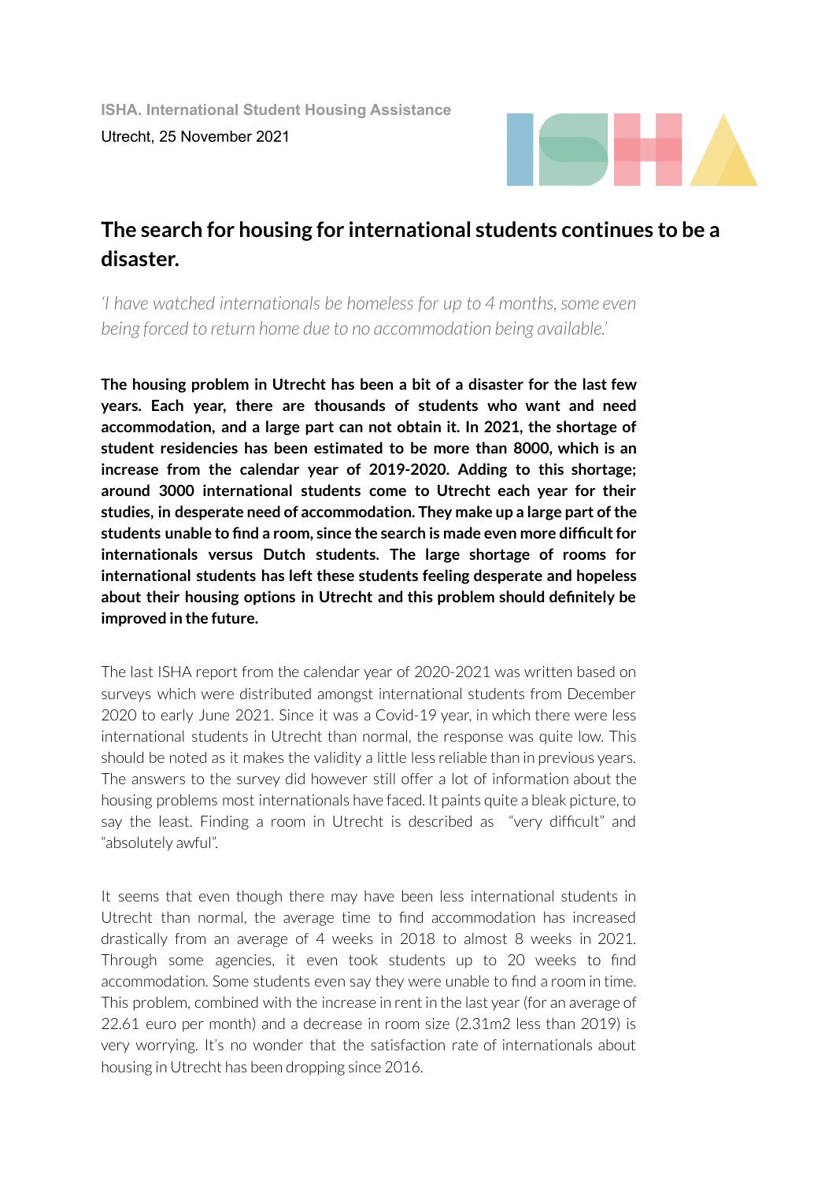**ISHA. International Student Housing Assistance**

Utrecht, 25 November 2021

# The search for housing for international students continues to be a disaster.

*'I have watched internationals be homeless for up to 4 months, some even being forced to return home due to no accommodation being available.'*

**The housing problem in Utrecht has been a bit of a disaster for the last few years. Each year, there are thousands of students who want and need accommodation, and a large part can not obtain it. In 2021, the shortage of student residencies has been estimated to be more than 8000, which is an increase from the calendar year of 2019-2020. Adding to this shortage; around 3000 international students come to Utrecht each year for their studies, in desperate need of accommodation. They make up a large part of the students unable to find a room, since the search is made even more difficult for internationals versus Dutch students. The large shortage of rooms for international students has left these students feeling desperate and hopeless about their housing options in Utrecht and this problem should definitely be improved in the future.**

The last ISHA report from the calendar year of 2020-2021 was written based on surveys which were distributed amongst international students from December 2020 to early June 2021. Since it was a Covid-19 year, in which there were less international students in Utrecht than normal, the response was quite low. This should be noted as it makes the validity a little less reliable than in previous years. The answers to the survey did however still offer a lot of information about the housing problems most internationals have faced. It paints quite a bleak picture, to say the least. Finding a room in Utrecht is described as "very difficult" and "absolutely awful".

It seems that even though there may have been less international students in Utrecht than normal, the average time to find accommodation has increased drastically from an average of 4 weeks in 2018 to almost 8 weeks in 2021. Through some agencies, it even took students up to 20 weeks to find accommodation. Some students even say they were unable to find a room in time. This problem, combined with the increase in rent in the last year (for an average of 22.61 euro per month) and a decrease in room size (2.31m2 less than 2019) is very worrying. It's no wonder that the satisfaction rate of internationals about housing in Utrecht has been dropping since 2016.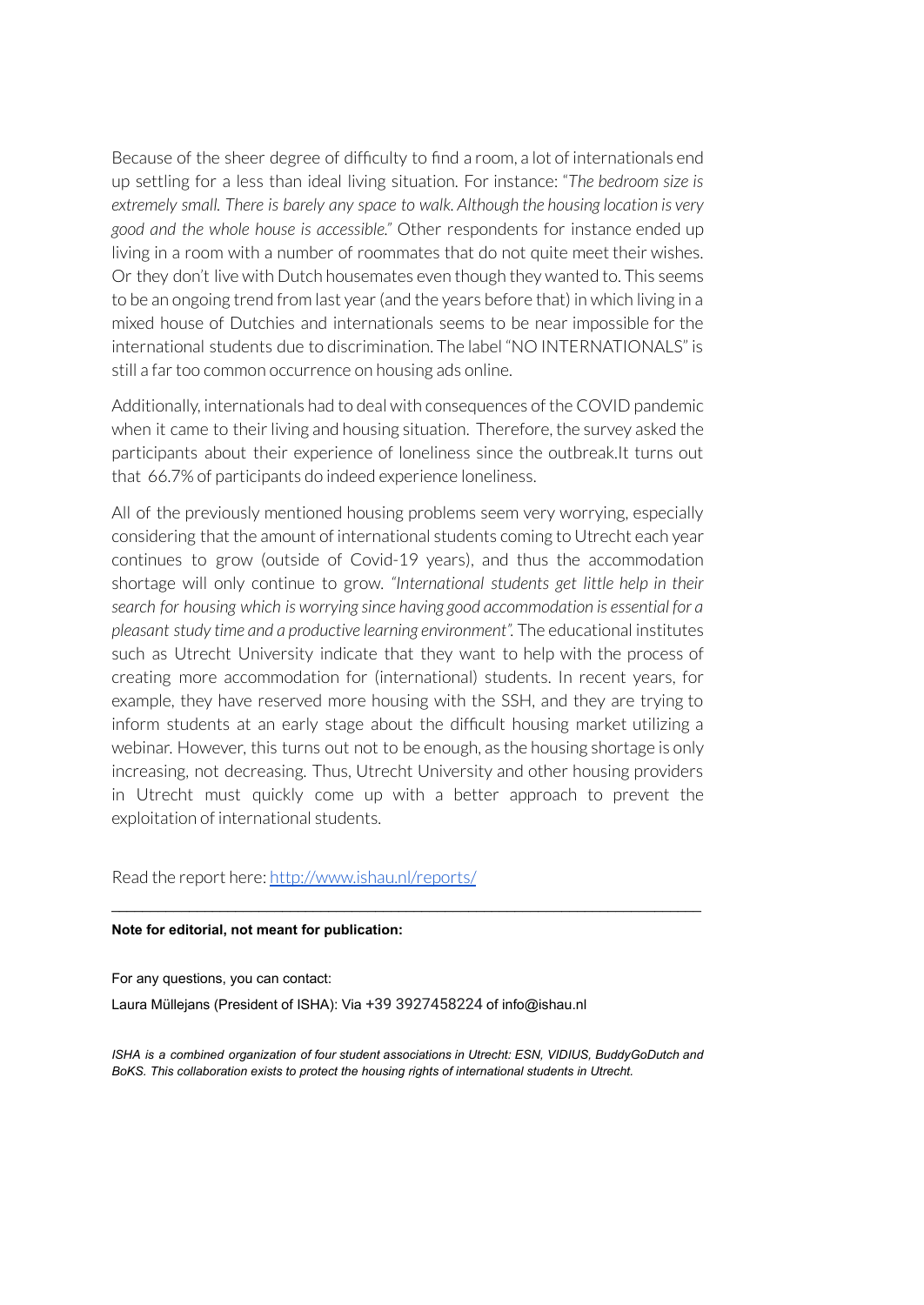Because of the sheer degree of difficulty to find a room, a lot of internationals end up settling for a less than ideal living situation. For instance: "*The bedroom size is extremely small. There is barely any space to walk. Although the housing location is very good and the whole house is accessible.*" Other respondents for instance ended up living in a room with a number of roommates that do not quite meet their wishes. Or they don't live with Dutch housemates even though they wanted to. This seems to be an ongoing trend from last year (and the years before that) in which living in a mixed house of Dutchies and internationals seems to be near impossible for the international students due to discrimination. The label "NO INTERNATIONALS" is still a far too common occurrence on housing ads online.

Additionally, internationals had to deal with consequences of the COVID pandemic when it came to their living and housing situation. Therefore, the survey asked the participants about their experience of loneliness since the outbreak.It turns out that 66.7% of participants do indeed experience loneliness.

All of the previously mentioned housing problems seem very worrying, especially considering that the amount of international students coming to Utrecht each year continues to grow (outside of Covid-19 years), and thus the accommodation shortage will only continue to grow. *"International students get little help in their search for housing which is worrying since having good accommodation is essential for a pleasant study time and a productive learning environment".* The educational institutes such as Utrecht University indicate that they want to help with the process of creating more accommodation for (international) students. In recent years, for example, they have reserved more housing with the SSH, and they are trying to inform students at an early stage about the difficult housing market utilizing a webinar. However, this turns out not to be enough, as the housing shortage is only increasing, not decreasing. Thus, Utrecht University and other housing providers in Utrecht must quickly come up with a better approach to prevent the exploitation of international students.

Read the report here: [http://www.ishau.nl/reports/](http://www.ishau.nl/reports/)

---

**Note for editorial, not meant for publication:**

For any questions, you can contact:

Laura Müllejans (President of ISHA): Via +39 3927458224 of info@ishau.nl

*ISHA is a combined organization of four student associations in Utrecht: ESN, VIDIUS, BuddyGoDutch and BoKS. This collaboration exists to protect the housing rights of international students in Utrecht.*